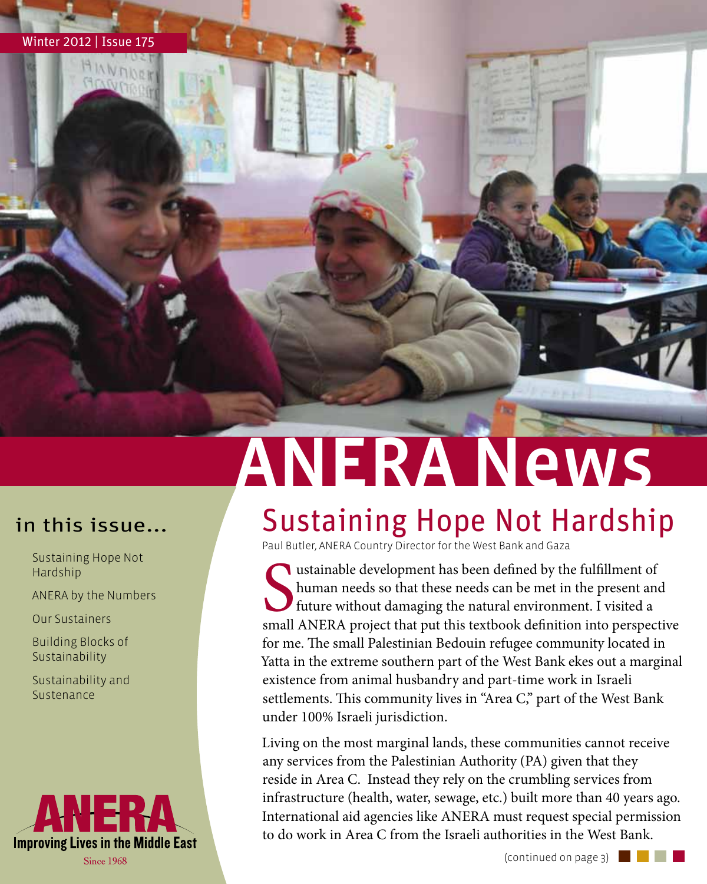Winter 2012 | Issue 175

# ANERA News

## in this issue...

- Sustaining Hope Not Hardship
- ANERA by the Numbers
- Our Sustainers
- Building Blocks of Sustainability
- Sustainability and Sustenance

**ANERA**
Improving Lives in the Middle East
Since 1968

## Sustaining Hope Not Hardship

Paul Butler, ANERA Country Director for the West Bank and Gaza

Sustainable development has been defined by the fulfillment of human needs so that these needs can be met in the present and future without damaging the natural environment. I visited a small ANERA project that put this textbook definition into perspective for me. The small Palestinian Bedouin refugee community located in Yatta in the extreme southern part of the West Bank ekes out a marginal existence from animal husbandry and part-time work in Israeli settlements. This community lives in "Area C," part of the West Bank under 100% Israeli jurisdiction.

Living on the most marginal lands, these communities cannot receive any services from the Palestinian Authority (PA) given that they reside in Area C. Instead they rely on the crumbling services from infrastructure (health, water, sewage, etc.) built more than 40 years ago. International aid agencies like ANERA must request special permission to do work in Area C from the Israeli authorities in the West Bank.

(continued on page 3)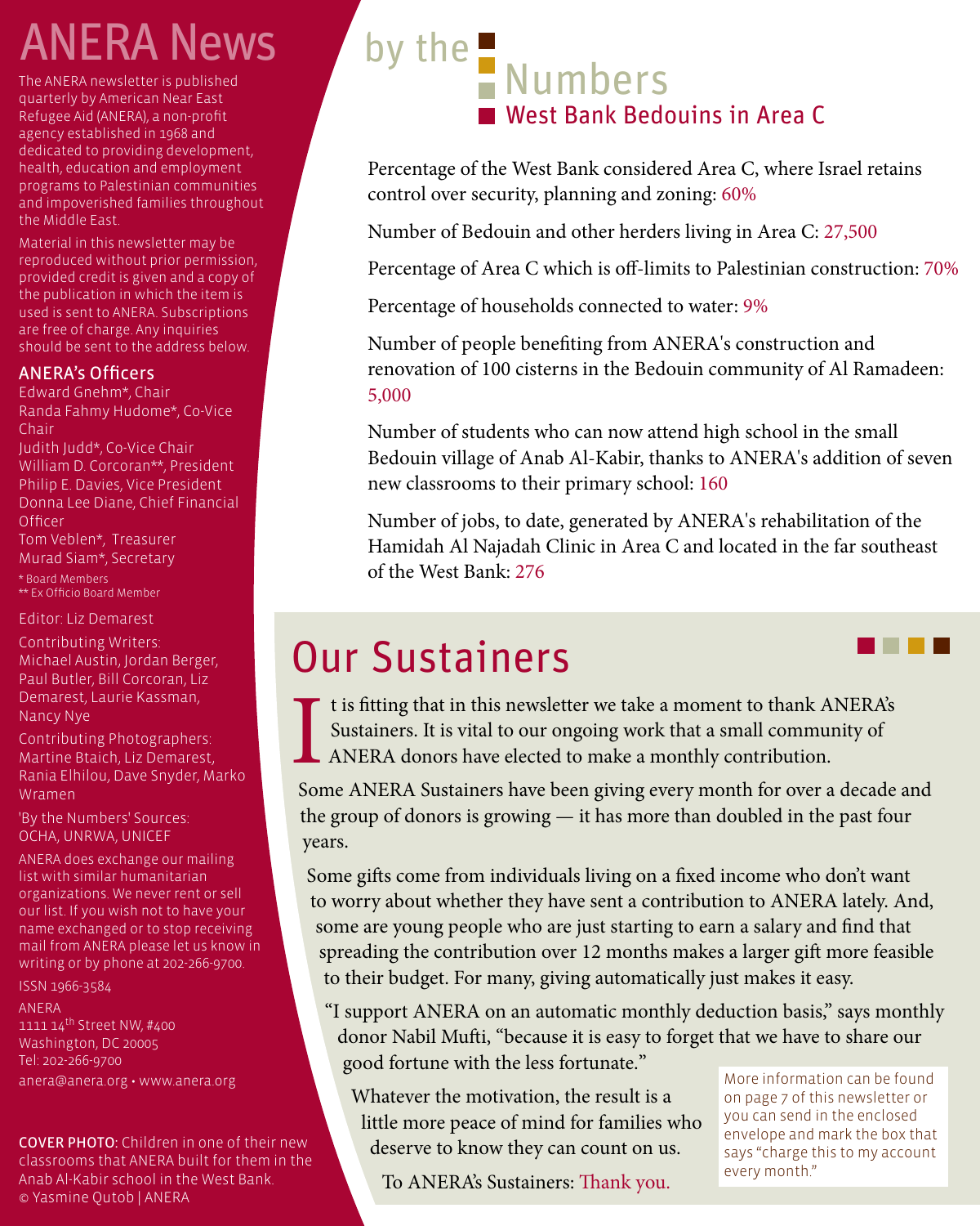# ANERA News

The ANERA newsletter is published quarterly by American Near East Refugee Aid (ANERA), a non-profit agency established in 1968 and dedicated to providing development, health, education and employment programs to Palestinian communities and impoverished families throughout the Middle East.

Material in this newsletter may be reproduced without prior permission, provided credit is given and a copy of the publication in which the item is used is sent to ANERA. Subscriptions are free of charge. Any inquiries should be sent to the address below.

### ANERA's Officers

Edward Gnehm*, Chair
Randa Fahmy Hudome*, Co-Vice Chair
Judith Judd*, Co-Vice Chair
William D. Corcoran**, President
Philip E. Davies, Vice President
Donna Lee Diane, Chief Financial Officer
Tom Veblen*, Treasurer
Murad Siam*, Secretary

\* Board Members
\** Ex Officio Board Member

Editor: Liz Demarest

Contributing Writers: Michael Austin, Jordan Berger, Paul Butler, Bill Corcoran, Liz Demarest, Laurie Kassman, Nancy Nye

Contributing Photographers: Martine Btaich, Liz Demarest, Rania Elhilou, Dave Snyder, Marko Wramen

'By the Numbers' Sources: OCHA, UNRWA, UNICEF

ANERA does exchange our mailing list with similar humanitarian organizations. We never rent or sell our list. If you wish not to have your name exchanged or to stop receiving mail from ANERA please let us know in writing or by phone at 202-266-9700.

ISSN 1966-3584

ANERA
1111 14th Street NW, #400
Washington, DC 20005
Tel: 202-266-9700
anera@anera.org • www.anera.org

**COVER PHOTO:** Children in one of their new classrooms that ANERA built for them in the Anab Al-Kabir school in the West Bank. © Yasmine Qutob | ANERA

# by the Numbers

## West Bank Bedouins in Area C

Percentage of the West Bank considered Area C, where Israel retains control over security, planning and zoning: 60%

Number of Bedouin and other herders living in Area C: 27,500

Percentage of Area C which is off-limits to Palestinian construction: 70%

Percentage of households connected to water: 9%

Number of people benefiting from ANERA's construction and renovation of 100 cisterns in the Bedouin community of Al Ramadeen: 5,000

Number of students who can now attend high school in the small Bedouin village of Anab Al-Kabir, thanks to ANERA's addition of seven new classrooms to their primary school: 160

Number of jobs, to date, generated by ANERA's rehabilitation of the Hamidah Al Najadah Clinic in Area C and located in the far southeast of the West Bank: 276

# Our Sustainers

It is fitting that in this newsletter we take a moment to thank ANERA's Sustainers. It is vital to our ongoing work that a small community of ANERA donors have elected to make a monthly contribution.

Some ANERA Sustainers have been giving every month for over a decade and the group of donors is growing — it has more than doubled in the past four years.

Some gifts come from individuals living on a fixed income who don't want to worry about whether they have sent a contribution to ANERA lately. And, some are young people who are just starting to earn a salary and find that spreading the contribution over 12 months makes a larger gift more feasible to their budget. For many, giving automatically just makes it easy.

"I support ANERA on an automatic monthly deduction basis," says monthly donor Nabil Mufti, "because it is easy to forget that we have to share our good fortune with the less fortunate."

Whatever the motivation, the result is a little more peace of mind for families who deserve to know they can count on us.

To ANERA's Sustainers: Thank you.

More information can be found on page 7 of this newsletter or you can send in the enclosed envelope and mark the box that says "charge this to my account every month."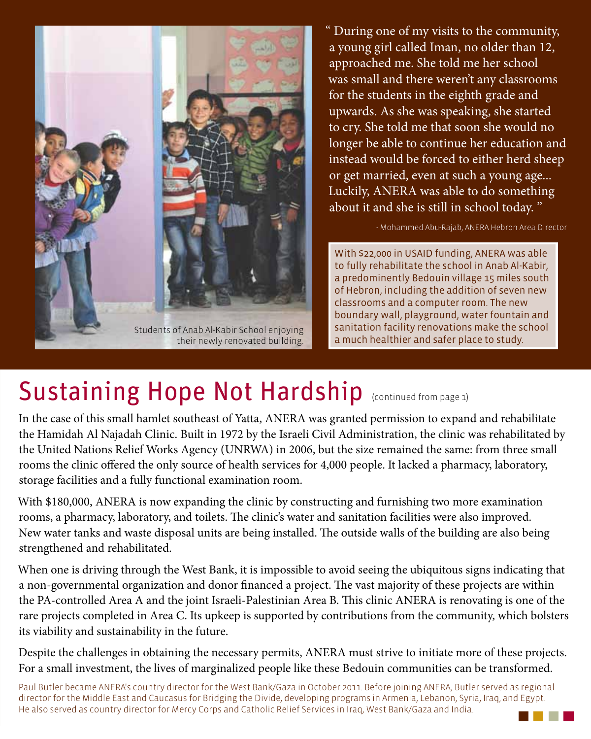Students of Anab Al-Kabir School enjoying their newly renovated building.

" During one of my visits to the community, a young girl called Iman, no older than 12, approached me. She told me her school was small and there weren't any classrooms for the students in the eighth grade and upwards. As she was speaking, she started to cry. She told me that soon she would no longer be able to continue her education and instead would be forced to either herd sheep or get married, even at such a young age... Luckily, ANERA was able to do something about it and she is still in school today. "

- Mohammed Abu-Rajab, ANERA Hebron Area Director

With $22,000 in USAID funding, ANERA was able to fully rehabilitate the school in Anab Al-Kabir, a predominently Bedouin village 15 miles south of Hebron, including the addition of seven new classrooms and a computer room. The new boundary wall, playground, water fountain and sanitation facility renovations make the school a much healthier and safer place to study.

# Sustaining Hope Not Hardship (continued from page 1)

In the case of this small hamlet southeast of Yatta, ANERA was granted permission to expand and rehabilitate the Hamidah Al Najadah Clinic. Built in 1972 by the Israeli Civil Administration, the clinic was rehabilitated by the United Nations Relief Works Agency (UNRWA) in 2006, but the size remained the same: from three small rooms the clinic offered the only source of health services for 4,000 people. It lacked a pharmacy, laboratory, storage facilities and a fully functional examination room.

With $180,000, ANERA is now expanding the clinic by constructing and furnishing two more examination rooms, a pharmacy, laboratory, and toilets. The clinic's water and sanitation facilities were also improved. New water tanks and waste disposal units are being installed. The outside walls of the building are also being strengthened and rehabilitated.

When one is driving through the West Bank, it is impossible to avoid seeing the ubiquitous signs indicating that a non-governmental organization and donor financed a project. The vast majority of these projects are within the PA-controlled Area A and the joint Israeli-Palestinian Area B. This clinic ANERA is renovating is one of the rare projects completed in Area C. Its upkeep is supported by contributions from the community, which bolsters its viability and sustainability in the future.

Despite the challenges in obtaining the necessary permits, ANERA must strive to initiate more of these projects. For a small investment, the lives of marginalized people like these Bedouin communities can be transformed.

Paul Butler became ANERA's country director for the West Bank/Gaza in October 2011. Before joining ANERA, Butler served as regional director for the Middle East and Caucasus for Bridging the Divide, developing programs in Armenia, Lebanon, Syria, Iraq, and Egypt. He also served as country director for Mercy Corps and Catholic Relief Services in Iraq, West Bank/Gaza and India.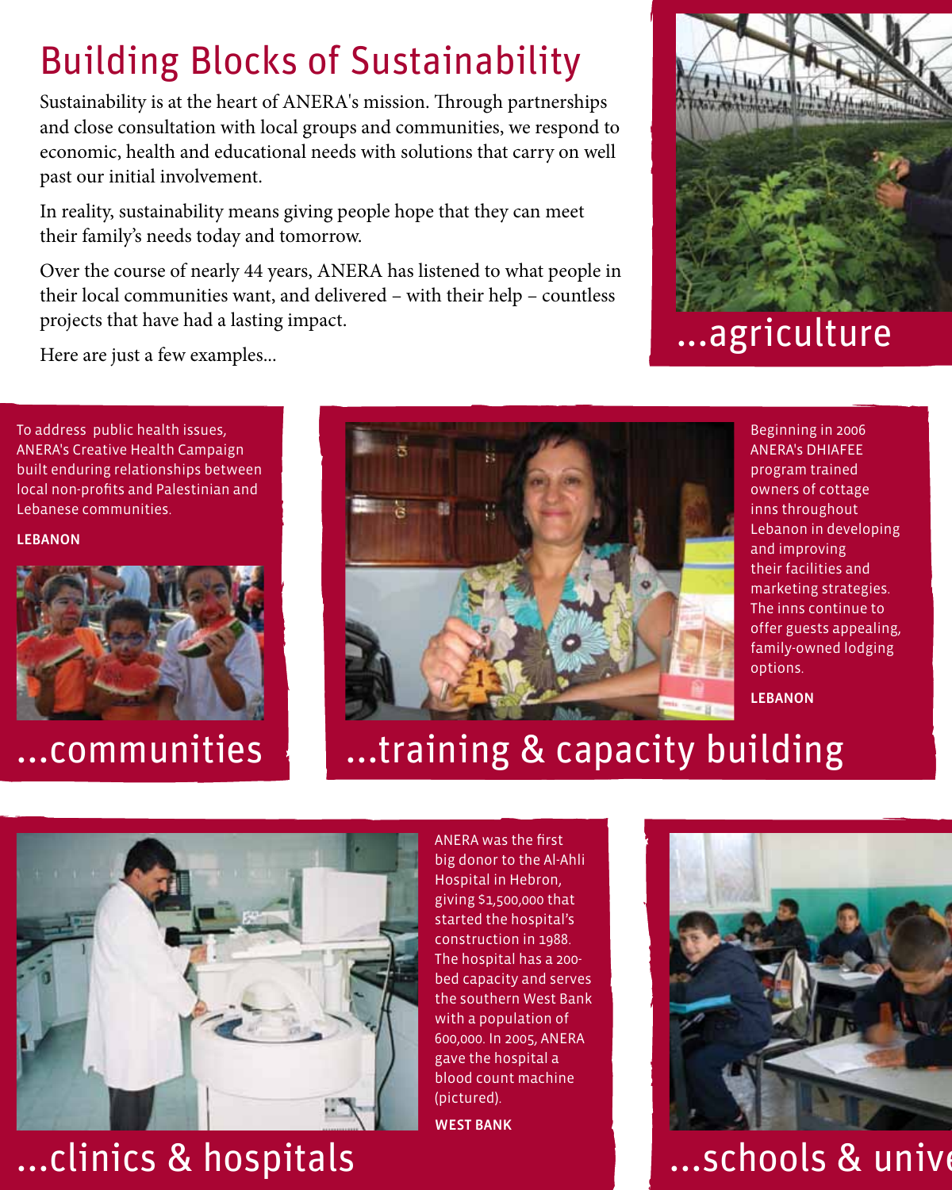# Building Blocks of Sustainability

Sustainability is at the heart of ANERA's mission. Through partnerships and close consultation with local groups and communities, we respond to economic, health and educational needs with solutions that carry on well past our initial involvement.

In reality, sustainability means giving people hope that they can meet their family's needs today and tomorrow.

Over the course of nearly 44 years, ANERA has listened to what people in their local communities want, and delivered – with their help – countless projects that have had a lasting impact.

Here are just a few examples...

## ...agriculture

## ...communities

To address public health issues, ANERA's Creative Health Campaign built enduring relationships between local non-profits and Palestinian and Lebanese communities.

**LEBANON**

## ...training & capacity building

Beginning in 2006 ANERA's DHIAFEE program trained owners of cottage inns throughout Lebanon in developing and improving their facilities and marketing strategies. The inns continue to offer guests appealing, family-owned lodging options.

**LEBANON**

## ...clinics & hospitals

ANERA was the first big donor to the Al-Ahli Hospital in Hebron, giving $1,500,000 that started the hospital's construction in 1988. The hospital has a 200-bed capacity and serves the southern West Bank with a population of 600,000. In 2005, ANERA gave the hospital a blood count machine (pictured).

**WEST BANK**

## ...schools & unive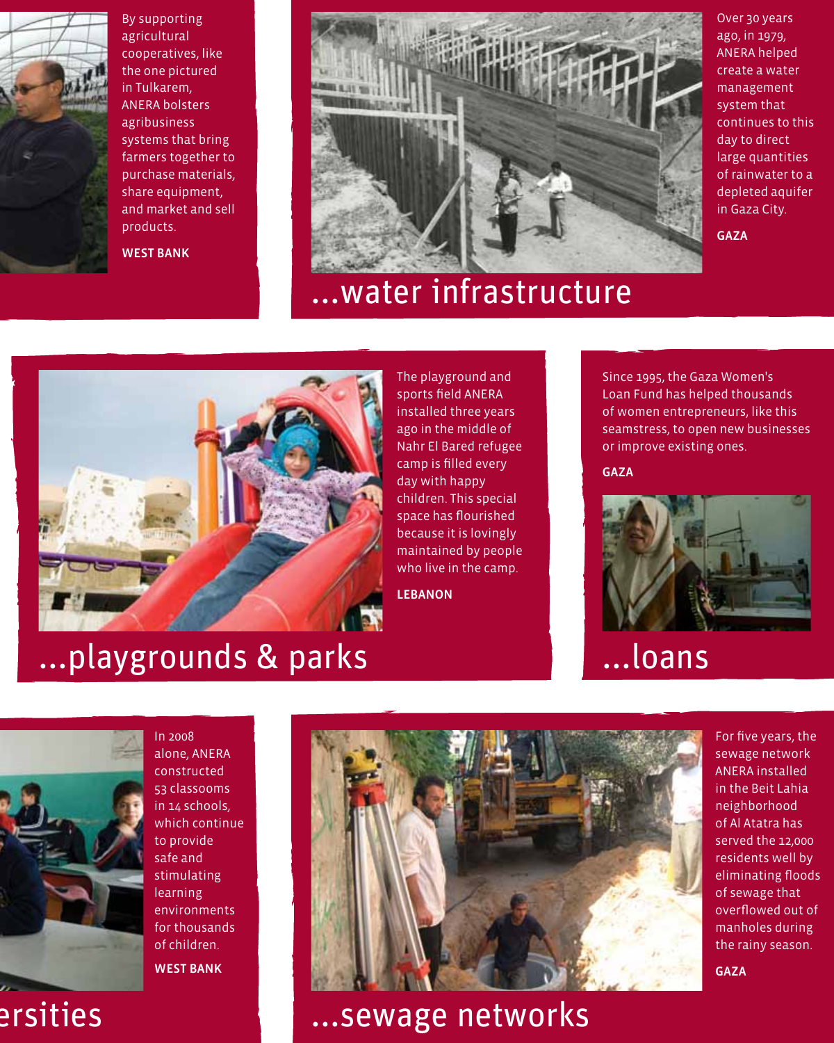By supporting agricultural cooperatives, like the one pictured in Tulkarem, ANERA bolsters agribusiness systems that bring farmers together to purchase materials, share equipment, and market and sell products.

**WEST BANK**

## ...water infrastructure

Over 30 years ago, in 1979, ANERA helped create a water management system that continues to this day to direct large quantities of rainwater to a depleted aquifer in Gaza City.

**GAZA**

## ...playgrounds & parks

The playground and sports field ANERA installed three years ago in the middle of Nahr El Bared refugee camp is filled every day with happy children. This special space has flourished because it is lovingly maintained by people who live in the camp.

**LEBANON**

## ...loans

Since 1995, the Gaza Women's Loan Fund has helped thousands of women entrepreneurs, like this seamstress, to open new businesses or improve existing ones.

**GAZA**

## ersities

In 2008 alone, ANERA constructed 53 classooms in 14 schools, which continue to provide safe and stimulating learning environments for thousands of children.

**WEST BANK**

## ...sewage networks

For five years, the sewage network ANERA installed in the Beit Lahia neighborhood of Al Atatra has served the 12,000 residents well by eliminating floods of sewage that overflowed out of manholes during the rainy season.

**GAZA**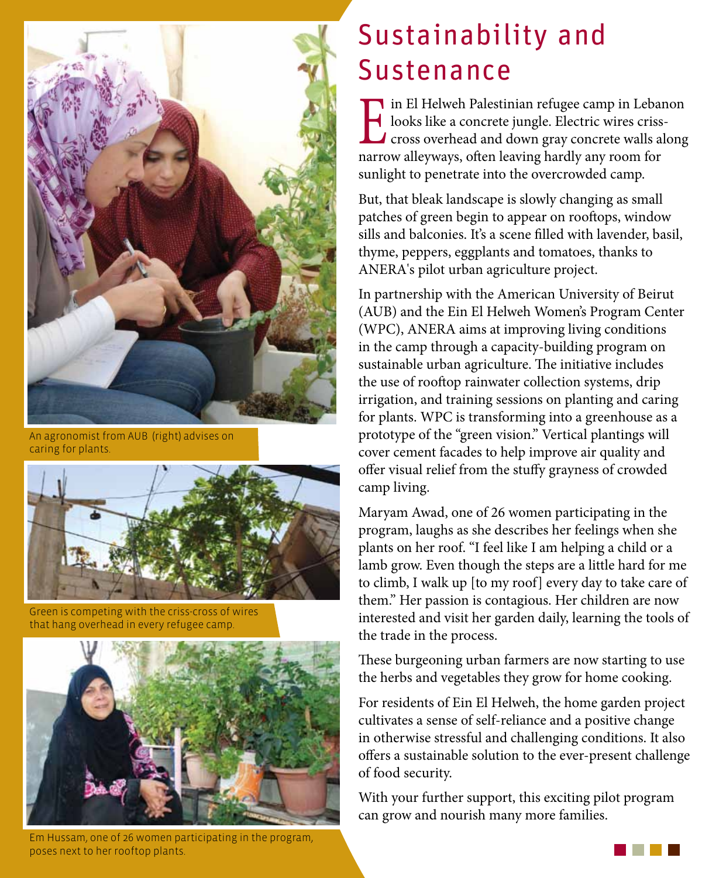# Sustainability and Sustenance

Ein El Helweh Palestinian refugee camp in Lebanon looks like a concrete jungle. Electric wires criss-cross overhead and down gray concrete walls along narrow alleyways, often leaving hardly any room for sunlight to penetrate into the overcrowded camp.

But, that bleak landscape is slowly changing as small patches of green begin to appear on rooftops, window sills and balconies. It's a scene filled with lavender, basil, thyme, peppers, eggplants and tomatoes, thanks to ANERA's pilot urban agriculture project.

In partnership with the American University of Beirut (AUB) and the Ein El Helweh Women's Program Center (WPC), ANERA aims at improving living conditions in the camp through a capacity-building program on sustainable urban agriculture. The initiative includes the use of rooftop rainwater collection systems, drip irrigation, and training sessions on planting and caring for plants. WPC is transforming into a greenhouse as a prototype of the "green vision." Vertical plantings will cover cement facades to help improve air quality and offer visual relief from the stuffy grayness of crowded camp living.

Maryam Awad, one of 26 women participating in the program, laughs as she describes her feelings when she plants on her roof. "I feel like I am helping a child or a lamb grow. Even though the steps are a little hard for me to climb, I walk up [to my roof] every day to take care of them." Her passion is contagious. Her children are now interested and visit her garden daily, learning the tools of the trade in the process.

These burgeoning urban farmers are now starting to use the herbs and vegetables they grow for home cooking.

For residents of Ein El Helweh, the home garden project cultivates a sense of self-reliance and a positive change in otherwise stressful and challenging conditions. It also offers a sustainable solution to the ever-present challenge of food security.

With your further support, this exciting pilot program can grow and nourish many more families.

An agronomist from AUB (right) advises on caring for plants.

Green is competing with the criss-cross of wires that hang overhead in every refugee camp.

Em Hussam, one of 26 women participating in the program, poses next to her rooftop plants.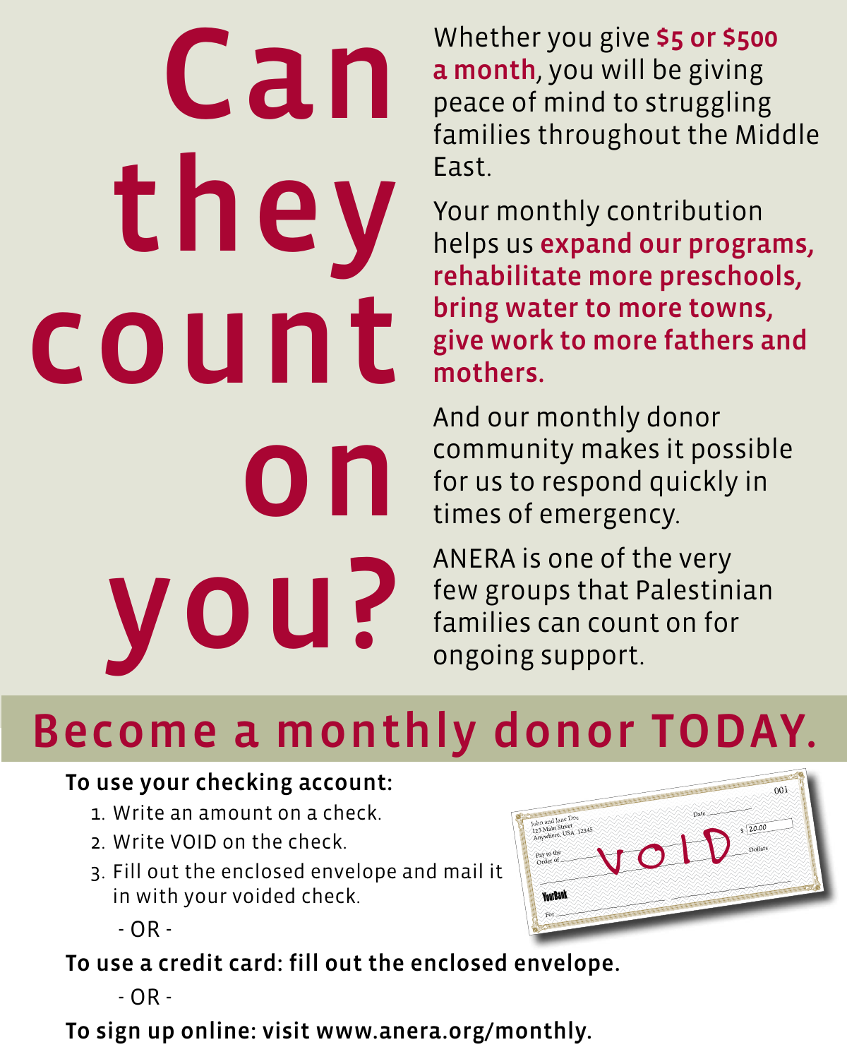# Can they count on you?

Whether you give **$5 or $500 a month**, you will be giving peace of mind to struggling families throughout the Middle East.

Your monthly contribution helps us **expand our programs, rehabilitate more preschools, bring water to more towns, give work to more fathers and mothers.**

And our monthly donor community makes it possible for us to respond quickly in times of emergency.

ANERA is one of the very few groups that Palestinian families can count on for ongoing support.

## Become a monthly donor TODAY.

**To use your checking account:**

1. Write an amount on a check.
2. Write VOID on the check.
3. Fill out the enclosed envelope and mail it in with your voided check.

\- OR -

**To use a credit card: fill out the enclosed envelope.**

\- OR -

**To sign up online: visit www.anera.org/monthly.**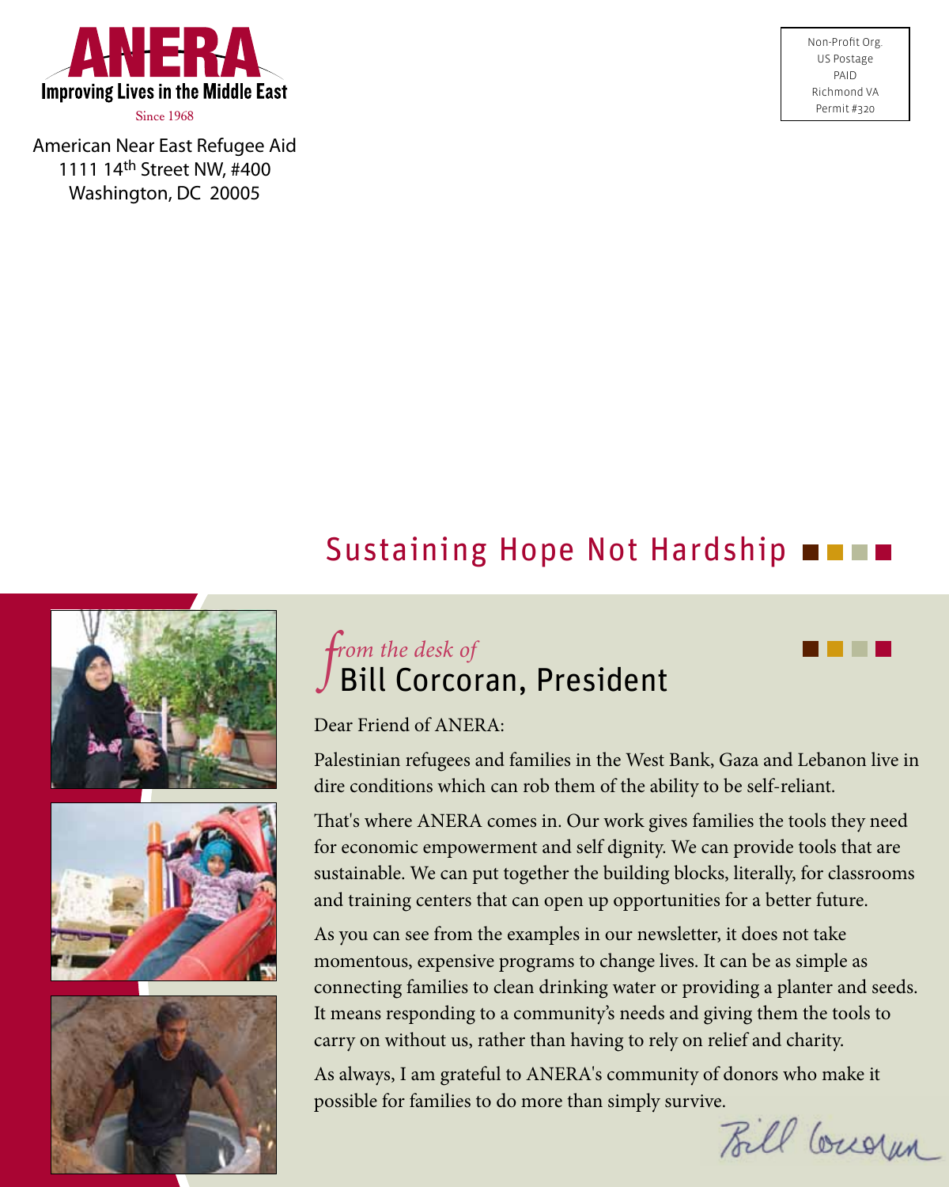# ANERA

**Improving Lives in the Middle East**

Since 1968

American Near East Refugee Aid
1111 14th Street NW, #400
Washington, DC 20005

Non-Profit Org.
US Postage
PAID
Richmond VA
Permit #320

## Sustaining Hope Not Hardship

### *from the desk of* Bill Corcoran, President

Dear Friend of ANERA:

Palestinian refugees and families in the West Bank, Gaza and Lebanon live in dire conditions which can rob them of the ability to be self-reliant.

That's where ANERA comes in. Our work gives families the tools they need for economic empowerment and self dignity. We can provide tools that are sustainable. We can put together the building blocks, literally, for classrooms and training centers that can open up opportunities for a better future.

As you can see from the examples in our newsletter, it does not take momentous, expensive programs to change lives. It can be as simple as connecting families to clean drinking water or providing a planter and seeds. It means responding to a community's needs and giving them the tools to carry on without us, rather than having to rely on relief and charity.

As always, I am grateful to ANERA's community of donors who make it possible for families to do more than simply survive.

Bill Corcoran